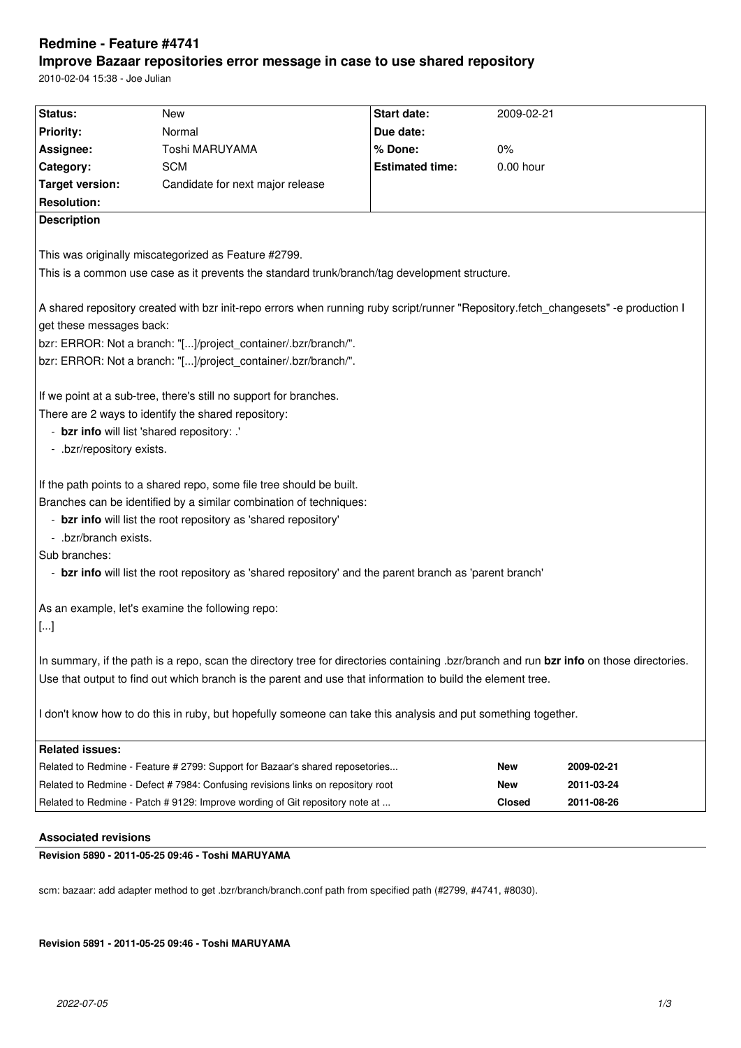# Redmine - Feature #4741

## Improve Bazaar repositories error message in case to use shared repository

2010-02-04 15:38 - Joe Julian

| Status: | New | Start date: | 2009-02-21 |
|---|---|---|---|
| Priority: | Normal | Due date: | |
| Assignee: | Toshi MARUYAMA | % Done: | 0% |
| Category: | SCM | Estimated time: | 0.00 hour |
| Target version: | Candidate for next major release | | |
| Resolution: | | | |

**Description**

This was originally miscategorized as Feature #2799.
This is a common use case as it prevents the standard trunk/branch/tag development structure.

A shared repository created with bzr init-repo errors when running ruby script/runner "Repository.fetch_changesets" -e production I get these messages back:
bzr: ERROR: Not a branch: "[...]/project_container/.bzr/branch/".
bzr: ERROR: Not a branch: "[...]/project_container/.bzr/branch/".

If we point at a sub-tree, there's still no support for branches.
There are 2 ways to identify the shared repository:
- **bzr info** will list 'shared repository: .'
- .bzr/repository exists.

If the path points to a shared repo, some file tree should be built.
Branches can be identified by a similar combination of techniques:
- **bzr info** will list the root repository as 'shared repository'
- .bzr/branch exists.

Sub branches:
- **bzr info** will list the root repository as 'shared repository' and the parent branch as 'parent branch'

As an example, let's examine the following repo:
[...]

In summary, if the path is a repo, scan the directory tree for directories containing .bzr/branch and run **bzr info** on those directories. Use that output to find out which branch is the parent and use that information to build the element tree.

I don't know how to do this in ruby, but hopefully someone can take this analysis and put something together.

**Related issues:**

| | | |
|---|---|---|
| Related to Redmine - Feature # 2799: Support for Bazaar's shared reposetories... | New | 2009-02-21 |
| Related to Redmine - Defect # 7984: Confusing revisions links on repository root | New | 2011-03-24 |
| Related to Redmine - Patch # 9129: Improve wording of Git repository note at ... | Closed | 2011-08-26 |

### Associated revisions

**Revision 5890 - 2011-05-25 09:46 - Toshi MARUYAMA**

scm: bazaar: add adapter method to get .bzr/branch/branch.conf path from specified path (#2799, #4741, #8030).

**Revision 5891 - 2011-05-25 09:46 - Toshi MARUYAMA**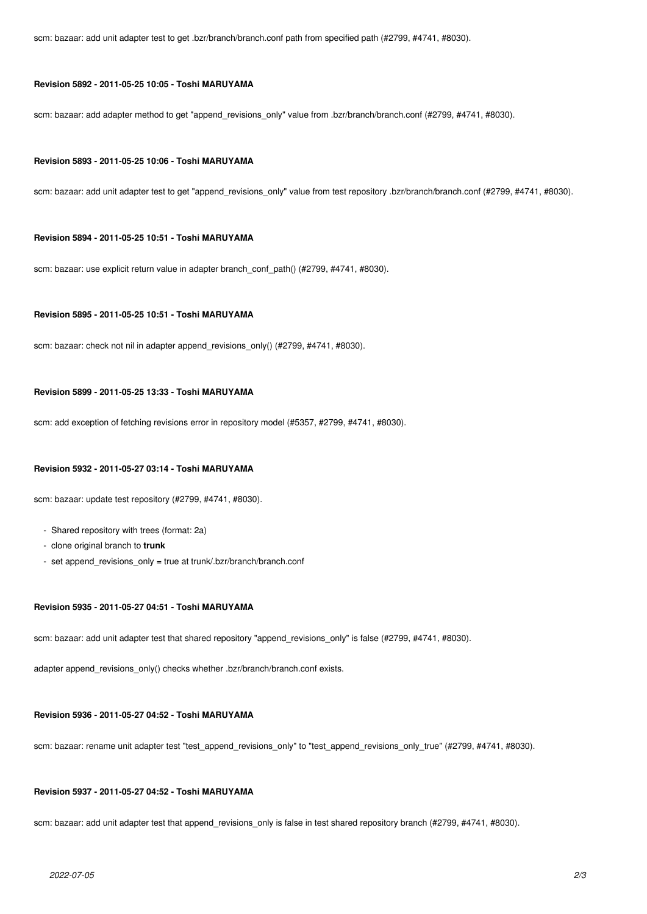scm: bazaar: add unit adapter test to get .bzr/branch/branch.conf path from specified path (#2799, #4741, #8030).

#### Revision 5892 - 2011-05-25 10:05 - Toshi MARUYAMA

scm: bazaar: add adapter method to get "append_revisions_only" value from .bzr/branch/branch.conf (#2799, #4741, #8030).

#### Revision 5893 - 2011-05-25 10:06 - Toshi MARUYAMA

scm: bazaar: add unit adapter test to get "append_revisions_only" value from test repository .bzr/branch/branch.conf (#2799, #4741, #8030).

#### Revision 5894 - 2011-05-25 10:51 - Toshi MARUYAMA

scm: bazaar: use explicit return value in adapter branch_conf_path() (#2799, #4741, #8030).

#### Revision 5895 - 2011-05-25 10:51 - Toshi MARUYAMA

scm: bazaar: check not nil in adapter append_revisions_only() (#2799, #4741, #8030).

#### Revision 5899 - 2011-05-25 13:33 - Toshi MARUYAMA

scm: add exception of fetching revisions error in repository model (#5357, #2799, #4741, #8030).

#### Revision 5932 - 2011-05-27 03:14 - Toshi MARUYAMA

scm: bazaar: update test repository (#2799, #4741, #8030).

- Shared repository with trees (format: 2a)
- clone original branch to **trunk**
- set append_revisions_only = true at trunk/.bzr/branch/branch.conf

#### Revision 5935 - 2011-05-27 04:51 - Toshi MARUYAMA

scm: bazaar: add unit adapter test that shared repository "append_revisions_only" is false (#2799, #4741, #8030).

adapter append_revisions_only() checks whether .bzr/branch/branch.conf exists.

#### Revision 5936 - 2011-05-27 04:52 - Toshi MARUYAMA

scm: bazaar: rename unit adapter test "test_append_revisions_only" to "test_append_revisions_only_true" (#2799, #4741, #8030).

#### Revision 5937 - 2011-05-27 04:52 - Toshi MARUYAMA

scm: bazaar: add unit adapter test that append_revisions_only is false in test shared repository branch (#2799, #4741, #8030).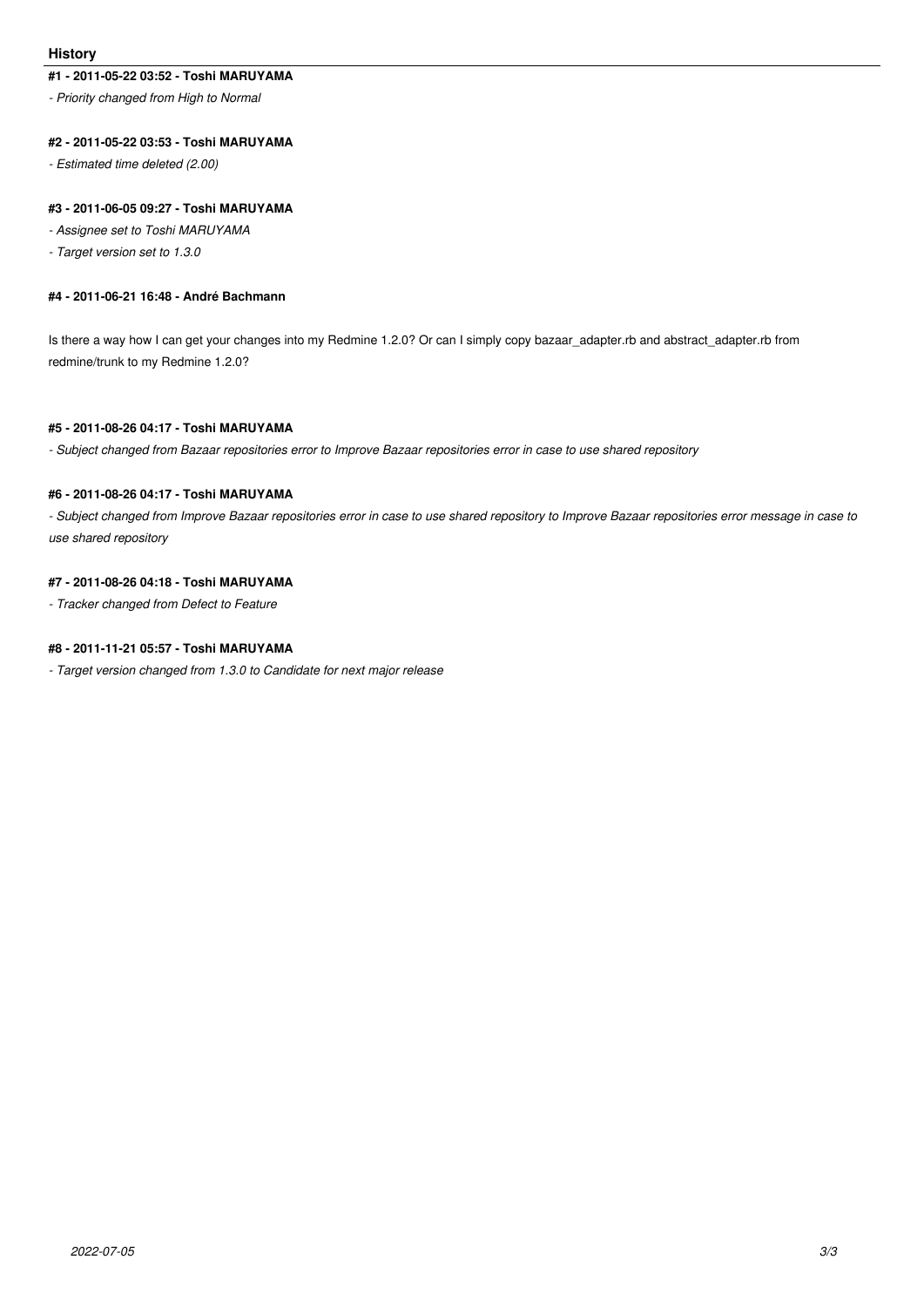## History

#### #1 - 2011-05-22 03:52 - Toshi MARUYAMA

*- Priority changed from High to Normal*

#### #2 - 2011-05-22 03:53 - Toshi MARUYAMA

*- Estimated time deleted (2.00)*

#### #3 - 2011-06-05 09:27 - Toshi MARUYAMA

*- Assignee set to Toshi MARUYAMA*

*- Target version set to 1.3.0*

#### #4 - 2011-06-21 16:48 - André Bachmann

Is there a way how I can get your changes into my Redmine 1.2.0? Or can I simply copy bazaar_adapter.rb and abstract_adapter.rb from redmine/trunk to my Redmine 1.2.0?

#### #5 - 2011-08-26 04:17 - Toshi MARUYAMA

*- Subject changed from Bazaar repositories error to Improve Bazaar repositories error in case to use shared repository*

#### #6 - 2011-08-26 04:17 - Toshi MARUYAMA

*- Subject changed from Improve Bazaar repositories error in case to use shared repository to Improve Bazaar repositories error message in case to use shared repository*

#### #7 - 2011-08-26 04:18 - Toshi MARUYAMA

*- Tracker changed from Defect to Feature*

#### #8 - 2011-11-21 05:57 - Toshi MARUYAMA

*- Target version changed from 1.3.0 to Candidate for next major release*